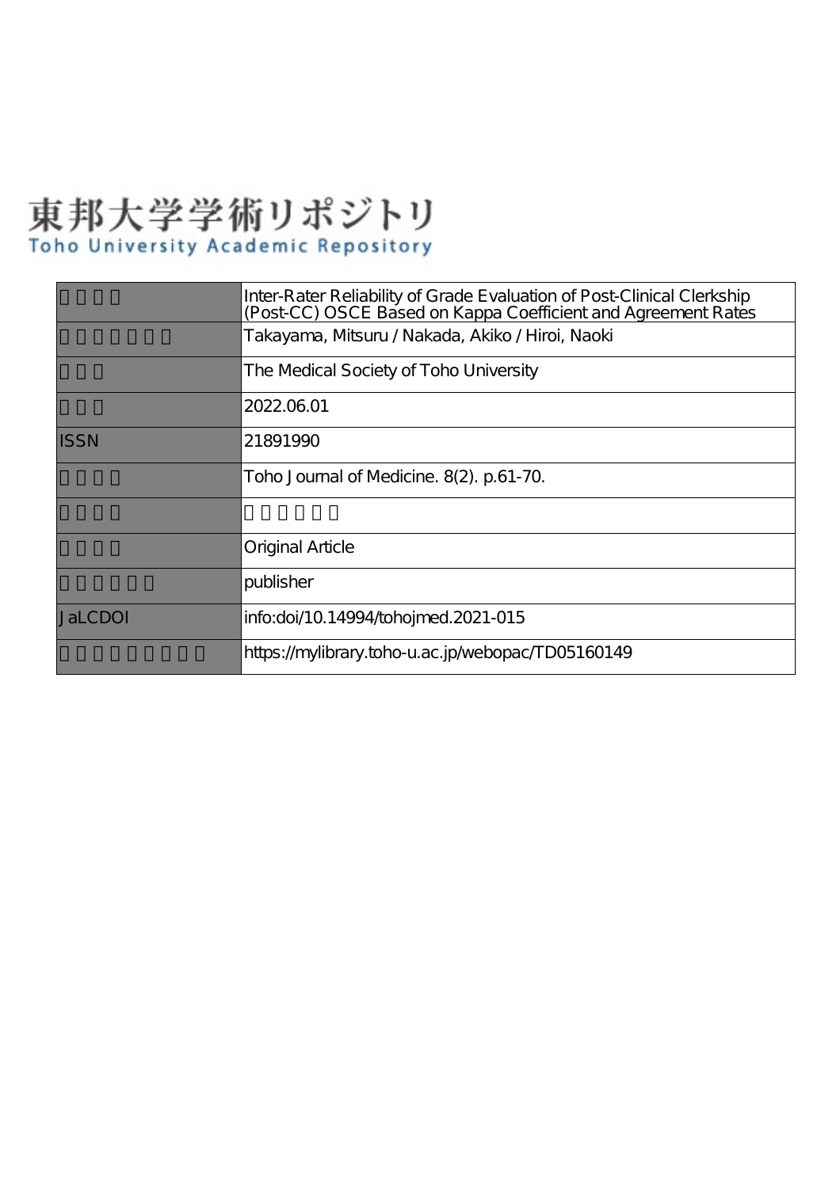東邦大学学術リポジトリ
Toho University Academic Repository

| | |
|---|---|
| □□□□ | Inter-Rater Reliability of Grade Evaluation of Post-Clinical Clerkship (Post-CC) OSCE Based on Kappa Coefficient and Agreement Rates |
| □□□□□□□ | Takayama, Mitsuru / Nakada, Akiko / Hiroi, Naoki |
| □□□ | The Medical Society of Toho University |
| □□□ | 2022.06.01 |
| ISSN | 21891990 |
| □□□□ | Toho Journal of Medicine. 8(2). p.61-70. |
| □□□□ | □□□□□□ |
| □□□□ | Original Article |
| □□□□□□ | publisher |
| JaLCDOI | info:doi/10.14994/tohojmed.2021-015 |
| □□□□□□□□□ | https://mylibrary.toho-u.ac.jp/webopac/TD05160149 |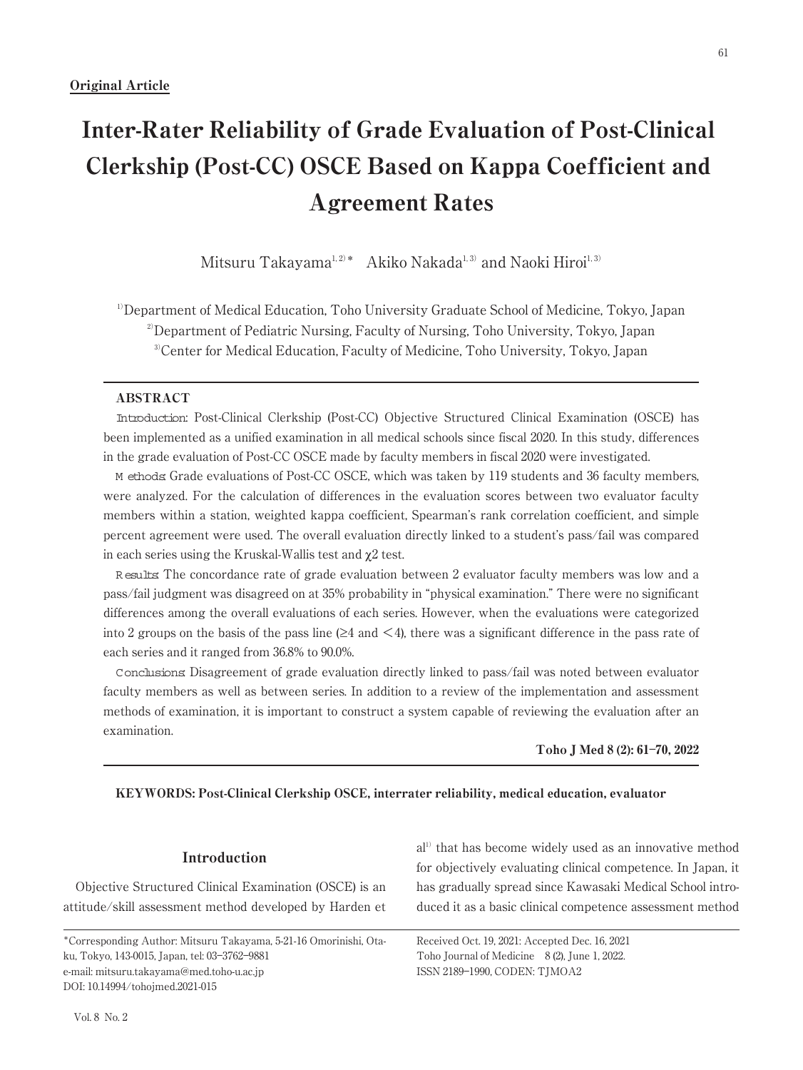**Original Article**

# Inter-Rater Reliability of Grade Evaluation of Post-Clinical Clerkship (Post-CC) OSCE Based on Kappa Coefficient and Agreement Rates

Mitsuru Takayama[1,2]* Akiko Nakada[1,3] and Naoki Hiroi[1,3]

[1]Department of Medical Education, Toho University Graduate School of Medicine, Tokyo, Japan
[2]Department of Pediatric Nursing, Faculty of Nursing, Toho University, Tokyo, Japan
[3]Center for Medical Education, Faculty of Medicine, Toho University, Tokyo, Japan

## ABSTRACT

*Introduction*: Post-Clinical Clerkship (Post-CC) Objective Structured Clinical Examination (OSCE) has been implemented as a unified examination in all medical schools since fiscal 2020. In this study, differences in the grade evaluation of Post-CC OSCE made by faculty members in fiscal 2020 were investigated.

*Methods*: Grade evaluations of Post-CC OSCE, which was taken by 119 students and 36 faculty members, were analyzed. For the calculation of differences in the evaluation scores between two evaluator faculty members within a station, weighted kappa coefficient, Spearman's rank correlation coefficient, and simple percent agreement were used. The overall evaluation directly linked to a student's pass/fail was compared in each series using the Kruskal-Wallis test and $\chi 2$ test.

*Results*: The concordance rate of grade evaluation between 2 evaluator faculty members was low and a pass/fail judgment was disagreed on at 35% probability in "physical examination." There were no significant differences among the overall evaluations of each series. However, when the evaluations were categorized into 2 groups on the basis of the pass line ($\geq 4$ and $< 4$), there was a significant difference in the pass rate of each series and it ranged from 36.8% to 90.0%.

*Conclusions*: Disagreement of grade evaluation directly linked to pass/fail was noted between evaluator faculty members as well as between series. In addition to a review of the implementation and assessment methods of examination, it is important to construct a system capable of reviewing the evaluation after an examination.

**Toho J Med 8 (2): 61–70, 2022**

**KEYWORDS: Post-Clinical Clerkship OSCE, interrater reliability, medical education, evaluator**

## Introduction

Objective Structured Clinical Examination (OSCE) is an attitude/skill assessment method developed by Harden et al[1] that has become widely used as an innovative method for objectively evaluating clinical competence. In Japan, it has gradually spread since Kawasaki Medical School introduced it as a basic clinical competence assessment method

*Corresponding Author: Mitsuru Takayama, 5-21-16 Omorinishi, Ota-ku, Tokyo, 143-0015, Japan, tel: 03-3762-9881
e-mail: mitsuru.takayama@med.toho-u.ac.jp
DOI: 10.14994/tohojmed.2021-015

Received Oct. 19, 2021: Accepted Dec. 16, 2021
Toho Journal of Medicine 8 (2), June 1, 2022.
ISSN 2189-1990, CODEN: TJMOA2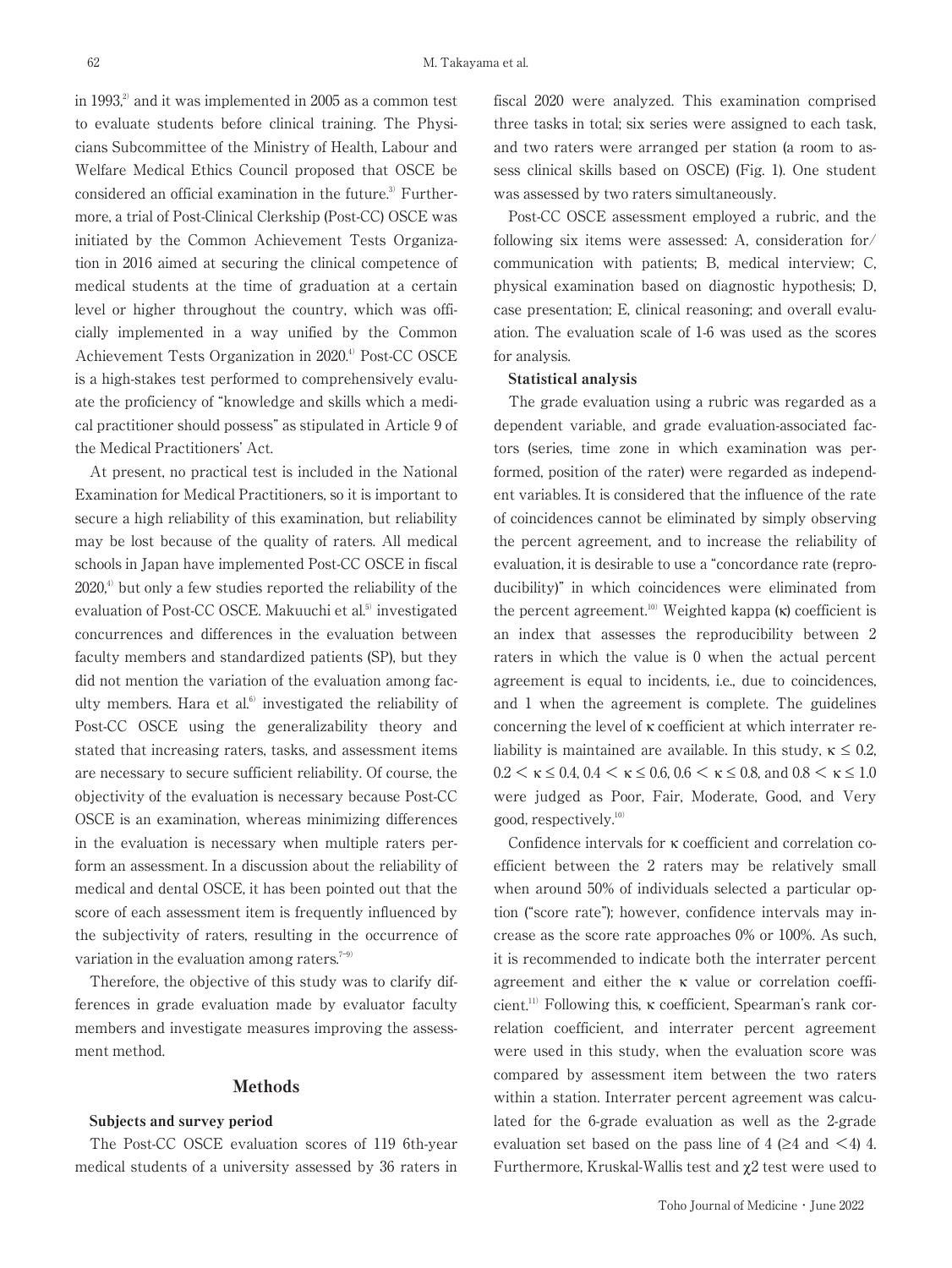in 1993,[2] and it was implemented in 2005 as a common test to evaluate students before clinical training. The Physicians Subcommittee of the Ministry of Health, Labour and Welfare Medical Ethics Council proposed that OSCE be considered an official examination in the future.[3] Furthermore, a trial of Post-Clinical Clerkship (Post-CC) OSCE was initiated by the Common Achievement Tests Organization in 2016 aimed at securing the clinical competence of medical students at the time of graduation at a certain level or higher throughout the country, which was officially implemented in a way unified by the Common Achievement Tests Organization in 2020.[4] Post-CC OSCE is a high-stakes test performed to comprehensively evaluate the proficiency of "knowledge and skills which a medical practitioner should possess" as stipulated in Article 9 of the Medical Practitioners' Act.

At present, no practical test is included in the National Examination for Medical Practitioners, so it is important to secure a high reliability of this examination, but reliability may be lost because of the quality of raters. All medical schools in Japan have implemented Post-CC OSCE in fiscal 2020,[4] but only a few studies reported the reliability of the evaluation of Post-CC OSCE. Makuuchi et al.[5] investigated concurrences and differences in the evaluation between faculty members and standardized patients (SP), but they did not mention the variation of the evaluation among faculty members. Hara et al.[6] investigated the reliability of Post-CC OSCE using the generalizability theory and stated that increasing raters, tasks, and assessment items are necessary to secure sufficient reliability. Of course, the objectivity of the evaluation is necessary because Post-CC OSCE is an examination, whereas minimizing differences in the evaluation is necessary when multiple raters perform an assessment. In a discussion about the reliability of medical and dental OSCE, it has been pointed out that the score of each assessment item is frequently influenced by the subjectivity of raters, resulting in the occurrence of variation in the evaluation among raters.[7–9]

Therefore, the objective of this study was to clarify differences in grade evaluation made by evaluator faculty members and investigate measures improving the assessment method.

## Methods

### Subjects and survey period

The Post-CC OSCE evaluation scores of 119 6th-year medical students of a university assessed by 36 raters in fiscal 2020 were analyzed. This examination comprised three tasks in total; six series were assigned to each task, and two raters were arranged per station (a room to assess clinical skills based on OSCE) (Fig. 1). One student was assessed by two raters simultaneously.

Post-CC OSCE assessment employed a rubric, and the following six items were assessed: A, consideration for/communication with patients; B, medical interview; C, physical examination based on diagnostic hypothesis; D, case presentation; E, clinical reasoning; and overall evaluation. The evaluation scale of 1-6 was used as the scores for analysis.

### Statistical analysis

The grade evaluation using a rubric was regarded as a dependent variable, and grade evaluation-associated factors (series, time zone in which examination was performed, position of the rater) were regarded as independent variables. It is considered that the influence of the rate of coincidences cannot be eliminated by simply observing the percent agreement, and to increase the reliability of evaluation, it is desirable to use a "concordance rate (reproducibility)" in which coincidences were eliminated from the percent agreement.[10] Weighted kappa ($\kappa$) coefficient is an index that assesses the reproducibility between 2 raters in which the value is 0 when the actual percent agreement is equal to incidents, i.e., due to coincidences, and 1 when the agreement is complete. The guidelines concerning the level of $\kappa$ coefficient at which interrater reliability is maintained are available. In this study, $\kappa \leq 0.2$, $0.2 < \kappa \leq 0.4$, $0.4 < \kappa \leq 0.6$, $0.6 < \kappa \leq 0.8$, and $0.8 < \kappa \leq 1.0$ were judged as Poor, Fair, Moderate, Good, and Very good, respectively.[10]

Confidence intervals for $\kappa$ coefficient and correlation coefficient between the 2 raters may be relatively small when around 50% of individuals selected a particular option ("score rate"); however, confidence intervals may increase as the score rate approaches 0% or 100%. As such, it is recommended to indicate both the interrater percent agreement and either the $\kappa$ value or correlation coefficient.[11] Following this, $\kappa$ coefficient, Spearman's rank correlation coefficient, and interrater percent agreement were used in this study, when the evaluation score was compared by assessment item between the two raters within a station. Interrater percent agreement was calculated for the 6-grade evaluation as well as the 2-grade evaluation set based on the pass line of 4 ($\geq 4$ and $< 4$) 4. Furthermore, Kruskal-Wallis test and $\chi 2$ test were used to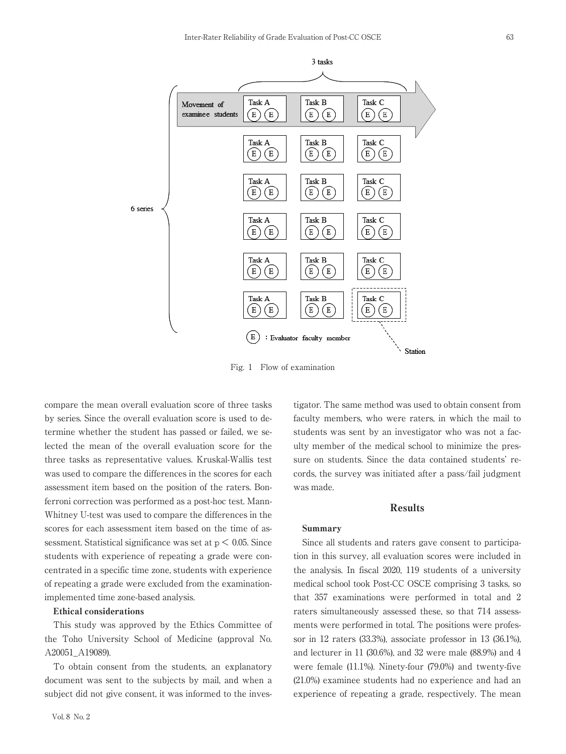3 tasks

Movement of examinee students

Task A Task B Task C

6 series

E : Evaluator faculty member

Station

Fig. 1 Flow of examination

compare the mean overall evaluation score of three tasks by series. Since the overall evaluation score is used to determine whether the student has passed or failed, we selected the mean of the overall evaluation score for the three tasks as representative values. Kruskal-Wallis test was used to compare the differences in the scores for each assessment item based on the position of the raters. Bonferroni correction was performed as a post-hoc test. Mann-Whitney U-test was used to compare the differences in the scores for each assessment item based on the time of assessment. Statistical significance was set at $p < 0.05$. Since students with experience of repeating a grade were concentrated in a specific time zone, students with experience of repeating a grade were excluded from the examination-implemented time zone-based analysis.

**Ethical considerations**

This study was approved by the Ethics Committee of the Toho University School of Medicine (approval No. A20051_A19089).

To obtain consent from the students, an explanatory document was sent to the subjects by mail, and when a subject did not give consent, it was informed to the investigator. The same method was used to obtain consent from faculty members, who were raters, in which the mail to students was sent by an investigator who was not a faculty member of the medical school to minimize the pressure on students. Since the data contained students' records, the survey was initiated after a pass/fail judgment was made.

## Results

**Summary**

Since all students and raters gave consent to participation in this survey, all evaluation scores were included in the analysis. In fiscal 2020, 119 students of a university medical school took Post-CC OSCE comprising 3 tasks, so that 357 examinations were performed in total and 2 raters simultaneously assessed these, so that 714 assessments were performed in total. The positions were professor in 12 raters (33.3%), associate professor in 13 (36.1%), and lecturer in 11 (30.6%), and 32 were male (88.9%) and 4 were female (11.1%). Ninety-four (79.0%) and twenty-five (21.0%) examinee students had no experience and had an experience of repeating a grade, respectively. The mean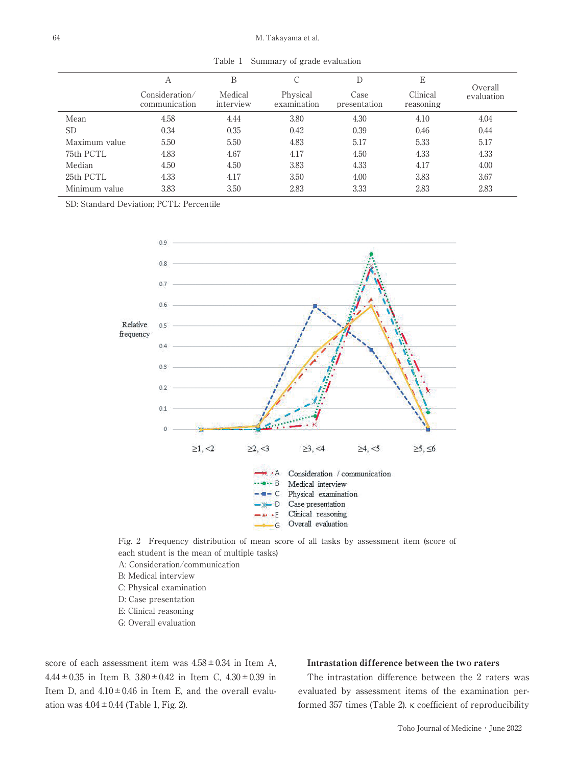Table 1 Summary of grade evaluation

| | A Consideration/communication | B Medical interview | C Physical examination | D Case presentation | E Clinical reasoning | Overall evaluation |
|---|---|---|---|---|---|---|
| Mean | 4.58 | 4.44 | 3.80 | 4.30 | 4.10 | 4.04 |
| SD | 0.34 | 0.35 | 0.42 | 0.39 | 0.46 | 0.44 |
| Maximum value | 5.50 | 5.50 | 4.83 | 5.17 | 5.33 | 5.17 |
| 75th PCTL | 4.83 | 4.67 | 4.17 | 4.50 | 4.33 | 4.33 |
| Median | 4.50 | 4.50 | 3.83 | 4.33 | 4.17 | 4.00 |
| 25th PCTL | 4.33 | 4.17 | 3.50 | 4.00 | 3.83 | 3.67 |
| Minimum value | 3.83 | 3.50 | 2.83 | 3.33 | 2.83 | 2.83 |

SD: Standard Deviation; PCTL: Percentile

Relative frequency

0.9
0.8
0.7
0.6
0.5
0.4
0.3
0.2
0.1
0

≥1, <2
≥2, <3
≥3, <4
≥4, <5
≥5, ≤6

A Consideration / communication
B Medical interview
C Physical examination
D Case presentation
E Clinical reasoning
G Overall evaluation

Fig. 2 Frequency distribution of mean score of all tasks by assessment item (score of each student is the mean of multiple tasks)
A: Consideration/communication
B: Medical interview
C: Physical examination
D: Case presentation
E: Clinical reasoning
G: Overall evaluation

score of each assessment item was 4.58 ± 0.34 in Item A, 4.44 ± 0.35 in Item B, 3.80 ± 0.42 in Item C, 4.30 ± 0.39 in Item D, and 4.10 ± 0.46 in Item E, and the overall evaluation was 4.04 ± 0.44 (Table 1, Fig. 2).

**Intrastation difference between the two raters**

The intrastation difference between the 2 raters was evaluated by assessment items of the examination performed 357 times (Table 2). κ coefficient of reproducibility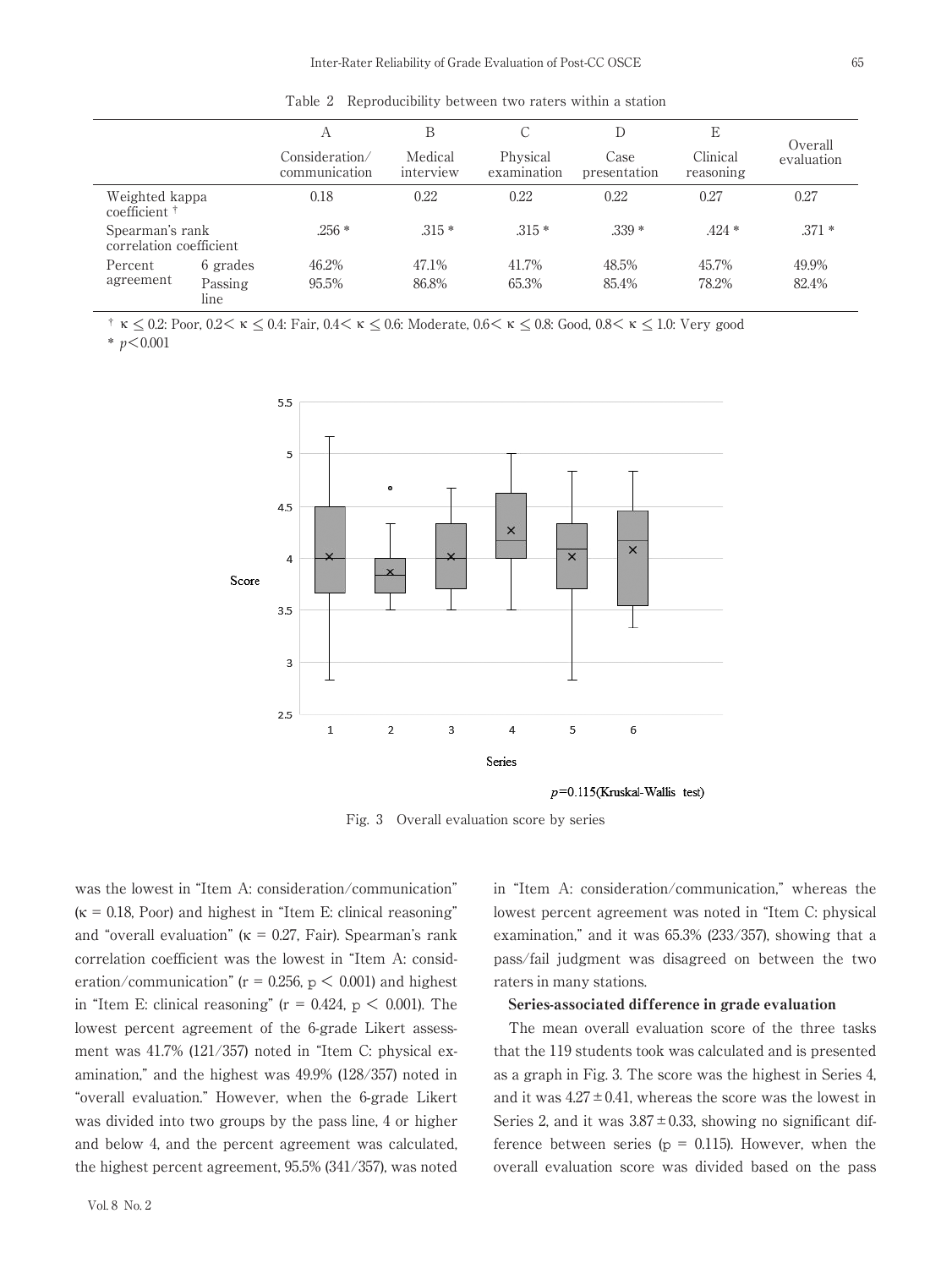Table 2 Reproducibility between two raters within a station

| | | A | B | C | D | E | |
|---|---|---|---|---|---|---|---|
| | | Consideration/ communication | Medical interview | Physical examination | Case presentation | Clinical reasoning | Overall evaluation |
| Weighted kappa coefficient † | | 0.18 | 0.22 | 0.22 | 0.22 | 0.27 | 0.27 |
| Spearman's rank correlation coefficient | | .256 * | .315 * | .315 * | .339 * | .424 * | .371 * |
| Percent agreement | 6 grades | 46.2% | 47.1% | 41.7% | 48.5% | 45.7% | 49.9% |
| | Passing line | 95.5% | 86.8% | 65.3% | 85.4% | 78.2% | 82.4% |

† $\kappa \leq 0.2$: Poor, $0.2 < \kappa \leq 0.4$: Fair, $0.4 < \kappa \leq 0.6$: Moderate, $0.6 < \kappa \leq 0.8$: Good, $0.8 < \kappa \leq 1.0$: Very good

\* $p < 0.001$

Score

5.5

5

4.5

4

3.5

3

2.5

1 2 3 4 5 6

Series

$p$=0.115(Kruskal-Wallis test)

Fig. 3 Overall evaluation score by series

was the lowest in "Item A: consideration/communication" ($\kappa$ = 0.18, Poor) and highest in "Item E: clinical reasoning" and "overall evaluation" ($\kappa$ = 0.27, Fair). Spearman's rank correlation coefficient was the lowest in "Item A: consideration/communication" (r = 0.256, $p < 0.001$) and highest in "Item E: clinical reasoning" (r = 0.424, $p < 0.001$). The lowest percent agreement of the 6-grade Likert assessment was 41.7% (121/357) noted in "Item C: physical examination," and the highest was 49.9% (128/357) noted in "overall evaluation." However, when the 6-grade Likert was divided into two groups by the pass line, 4 or higher and below 4, and the percent agreement was calculated, the highest percent agreement, 95.5% (341/357), was noted in "Item A: consideration/communication," whereas the lowest percent agreement was noted in "Item C: physical examination," and it was 65.3% (233/357), showing that a pass/fail judgment was disagreed on between the two raters in many stations.

**Series-associated difference in grade evaluation**

The mean overall evaluation score of the three tasks that the 119 students took was calculated and is presented as a graph in Fig. 3. The score was the highest in Series 4, and it was $4.27 \pm 0.41$, whereas the score was the lowest in Series 2, and it was $3.87 \pm 0.33$, showing no significant difference between series ($p$ = 0.115). However, when the overall evaluation score was divided based on the pass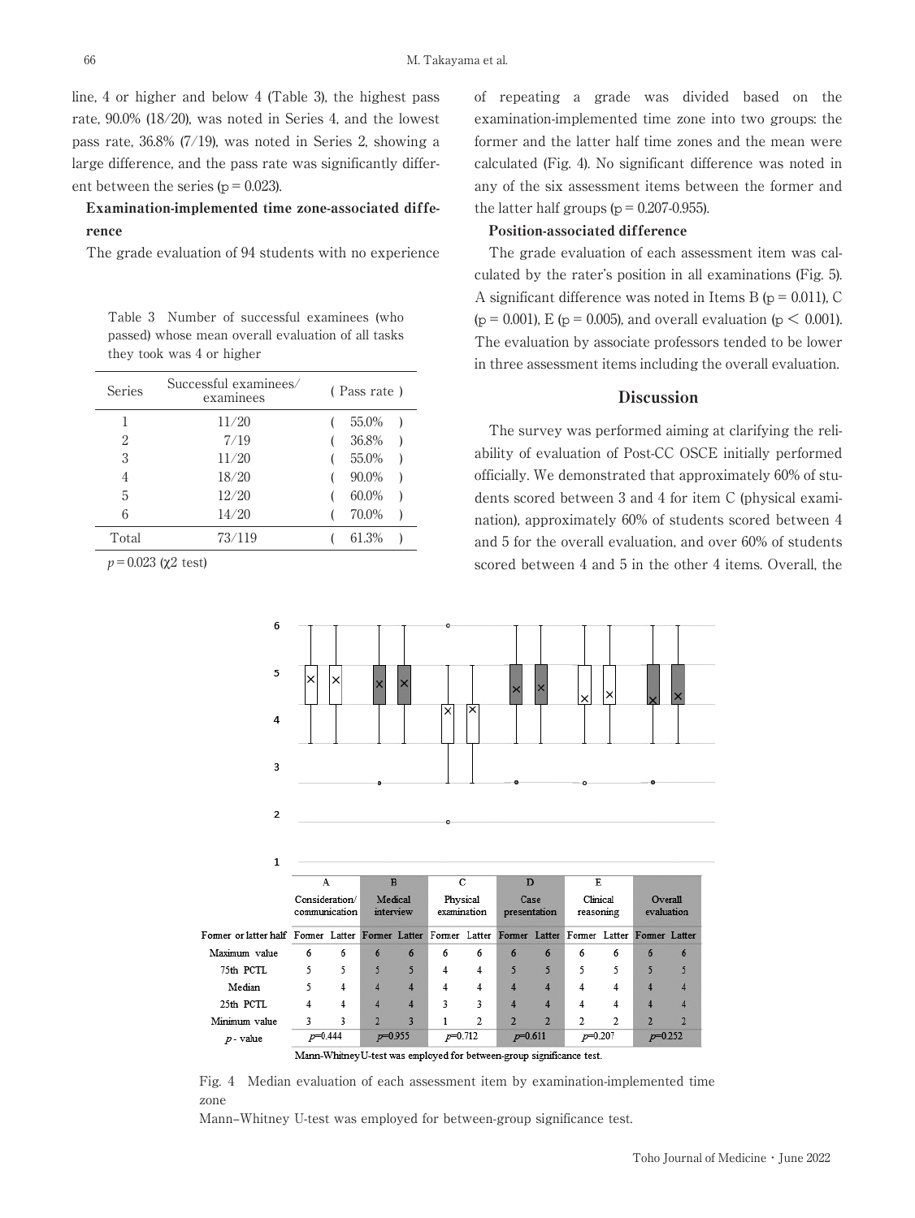line, 4 or higher and below 4 (Table 3), the highest pass rate, 90.0% (18/20), was noted in Series 4, and the lowest pass rate, 36.8% (7/19), was noted in Series 2, showing a large difference, and the pass rate was significantly different between the series (p = 0.023).

**Examination-implemented time zone-associated difference**

The grade evaluation of 94 students with no experience of repeating a grade was divided based on the examination-implemented time zone into two groups: the former and the latter half time zones and the mean were calculated (Fig. 4). No significant difference was noted in any of the six assessment items between the former and the latter half groups (p = 0.207-0.955).

Table 3 Number of successful examinees (who passed) whose mean overall evaluation of all tasks they took was 4 or higher

| Series | Successful examinees/ examinees | ( Pass rate ) |
|---|---|---|
| 1 | 11/20 | ( 55.0% ) |
| 2 | 7/19 | ( 36.8% ) |
| 3 | 11/20 | ( 55.0% ) |
| 4 | 18/20 | ( 90.0% ) |
| 5 | 12/20 | ( 60.0% ) |
| 6 | 14/20 | ( 70.0% ) |
| Total | 73/119 | ( 61.3% ) |

$p = 0.023$ ($\chi 2$ test)

**Position-associated difference**

The grade evaluation of each assessment item was calculated by the rater's position in all examinations (Fig. 5). A significant difference was noted in Items B (p = 0.011), C (p = 0.001), E (p = 0.005), and overall evaluation (p < 0.001). The evaluation by associate professors tended to be lower in three assessment items including the overall evaluation.

## Discussion

The survey was performed aiming at clarifying the reliability of evaluation of Post-CC OSCE initially performed officially. We demonstrated that approximately 60% of students scored between 3 and 4 for item C (physical examination), approximately 60% of students scored between 4 and 5 for the overall evaluation, and over 60% of students scored between 4 and 5 in the other 4 items. Overall, the

6
5
4
3
2
1

| | A | | B | | C | | D | | E | | | |
|---|---|---|---|---|---|---|---|---|---|---|---|---|
| | Consideration/ communication | | Medical interview | | Physical examination | | Case presentation | | Clinical reasoning | | Overall evaluation | |
| Former or latter half | Former | Latter | Former | Latter | Former | Latter | Former | Latter | Former | Latter | Former | Latter |
| Maximum value | 6 | 6 | 6 | 6 | 6 | 6 | 6 | 6 | 6 | 6 | 6 | 6 |
| 75th PCTL | 5 | 5 | 5 | 5 | 4 | 4 | 5 | 5 | 5 | 5 | 5 | 5 |
| Median | 5 | 4 | 4 | 4 | 4 | 4 | 4 | 4 | 4 | 4 | 4 | 4 |
| 25th PCTL | 4 | 4 | 4 | 4 | 3 | 3 | 4 | 4 | 4 | 4 | 4 | 4 |
| Minimum value | 3 | 3 | 2 | 3 | 1 | 2 | 2 | 2 | 2 | 2 | 2 | 2 |
| *p* - value | *p*=0.444 | | *p*=0.955 | | *p*=0.712 | | *p*=0.611 | | *p*=0.207 | | *p*=0.252 | |

Mann-Whitney U-test was employed for between-group significance test.

Fig. 4 Median evaluation of each assessment item by examination-implemented time zone

Mann–Whitney U-test was employed for between-group significance test.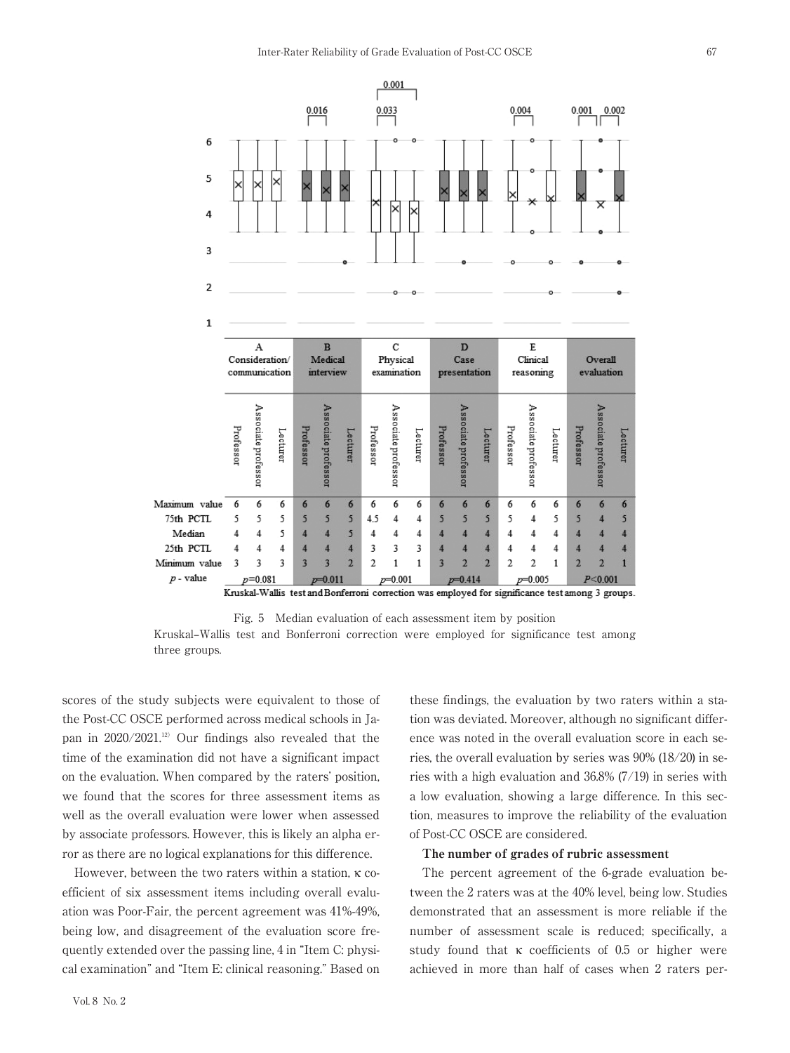0.001

0.016

0.033

0.004

0.001 0.002

6

5

4

3

2

1

| | A Consideration/ communication | | | B Medical interview | | | C Physical examination | | | D Case presentation | | | E Clinical reasoning | | | Overall evaluation | | |
|---|---|---|---|---|---|---|---|---|---|---|---|---|---|---|---|---|---|---|
| | Professor | Associate professor | Lecturer | Professor | Associate professor | Lecturer | Professor | Associate professor | Lecturer | Professor | Associate professor | Lecturer | Professor | Associate professor | Lecturer | Professor | Associate professor | Lecturer |
| Maximum value | 6 | 6 | 6 | 6 | 6 | 6 | 6 | 6 | 6 | 6 | 6 | 6 | 6 | 6 | 6 | 6 | 6 | 6 |
| 75th PCTL | 5 | 5 | 5 | 5 | 5 | 5 | 4.5 | 4 | 4 | 5 | 5 | 5 | 5 | 4 | 5 | 5 | 4 | 5 |
| Median | 4 | 4 | 5 | 4 | 4 | 5 | 4 | 4 | 4 | 4 | 4 | 4 | 4 | 4 | 4 | 4 | 4 | 4 |
| 25th PCTL | 4 | 4 | 4 | 4 | 4 | 4 | 3 | 3 | 3 | 4 | 4 | 4 | 4 | 4 | 4 | 4 | 4 | 4 |
| Minimum value | 3 | 3 | 3 | 3 | 3 | 2 | 2 | 1 | 1 | 3 | 2 | 2 | 2 | 2 | 1 | 2 | 2 | 1 |
| $p$ - value | $p$=0.081 | | | $p$=0.011 | | | $p$=0.001 | | | $p$=0.414 | | | $p$=0.005 | | | $P$<0.001 | | |

Kruskal-Wallis test and Bonferroni correction was employed for significance test among 3 groups.

Fig. 5 Median evaluation of each assessment item by position
Kruskal–Wallis test and Bonferroni correction were employed for significance test among three groups.

scores of the study subjects were equivalent to those of the Post-CC OSCE performed across medical schools in Japan in 2020/2021.[12] Our findings also revealed that the time of the examination did not have a significant impact on the evaluation. When compared by the raters' position, we found that the scores for three assessment items as well as the overall evaluation were lower when assessed by associate professors. However, this is likely an alpha error as there are no logical explanations for this difference.

However, between the two raters within a station, κ coefficient of six assessment items including overall evaluation was Poor-Fair, the percent agreement was 41%-49%, being low, and disagreement of the evaluation score frequently extended over the passing line, 4 in "Item C: physical examination" and "Item E: clinical reasoning." Based on these findings, the evaluation by two raters within a station was deviated. Moreover, although no significant difference was noted in the overall evaluation score in each series, the overall evaluation by series was 90% (18/20) in series with a high evaluation and 36.8% (7/19) in series with a low evaluation, showing a large difference. In this section, measures to improve the reliability of the evaluation of Post-CC OSCE are considered.

**The number of grades of rubric assessment**

The percent agreement of the 6-grade evaluation between the 2 raters was at the 40% level, being low. Studies demonstrated that an assessment is more reliable if the number of assessment scale is reduced; specifically, a study found that κ coefficients of 0.5 or higher were achieved in more than half of cases when 2 raters per-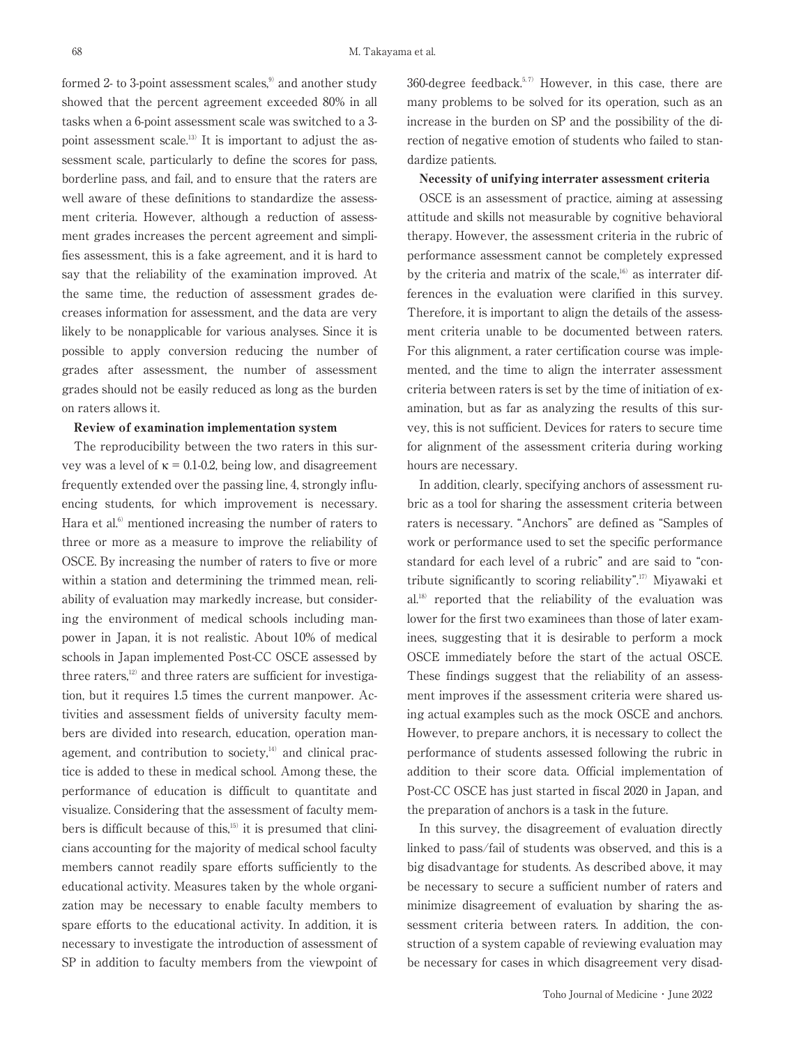formed 2- to 3-point assessment scales,[9] and another study showed that the percent agreement exceeded 80% in all tasks when a 6-point assessment scale was switched to a 3-point assessment scale.[13] It is important to adjust the assessment scale, particularly to define the scores for pass, borderline pass, and fail, and to ensure that the raters are well aware of these definitions to standardize the assessment criteria. However, although a reduction of assessment grades increases the percent agreement and simplifies assessment, this is a fake agreement, and it is hard to say that the reliability of the examination improved. At the same time, the reduction of assessment grades decreases information for assessment, and the data are very likely to be nonapplicable for various analyses. Since it is possible to apply conversion reducing the number of grades after assessment, the number of assessment grades should not be easily reduced as long as the burden on raters allows it.

**Review of examination implementation system**

The reproducibility between the two raters in this survey was a level of $\kappa = 0.1\text{-}0.2$, being low, and disagreement frequently extended over the passing line, 4, strongly influencing students, for which improvement is necessary. Hara et al.[6] mentioned increasing the number of raters to three or more as a measure to improve the reliability of OSCE. By increasing the number of raters to five or more within a station and determining the trimmed mean, reliability of evaluation may markedly increase, but considering the environment of medical schools including manpower in Japan, it is not realistic. About 10% of medical schools in Japan implemented Post-CC OSCE assessed by three raters,[12] and three raters are sufficient for investigation, but it requires 1.5 times the current manpower. Activities and assessment fields of university faculty members are divided into research, education, operation management, and contribution to society,[14] and clinical practice is added to these in medical school. Among these, the performance of education is difficult to quantitate and visualize. Considering that the assessment of faculty members is difficult because of this,[15] it is presumed that clinicians accounting for the majority of medical school faculty members cannot readily spare efforts sufficiently to the educational activity. Measures taken by the whole organization may be necessary to enable faculty members to spare efforts to the educational activity. In addition, it is necessary to investigate the introduction of assessment of SP in addition to faculty members from the viewpoint of 360-degree feedback.[5,7] However, in this case, there are many problems to be solved for its operation, such as an increase in the burden on SP and the possibility of the direction of negative emotion of students who failed to standardize patients.

**Necessity of unifying interrater assessment criteria**

OSCE is an assessment of practice, aiming at assessing attitude and skills not measurable by cognitive behavioral therapy. However, the assessment criteria in the rubric of performance assessment cannot be completely expressed by the criteria and matrix of the scale,[16] as interrater differences in the evaluation were clarified in this survey. Therefore, it is important to align the details of the assessment criteria unable to be documented between raters. For this alignment, a rater certification course was implemented, and the time to align the interrater assessment criteria between raters is set by the time of initiation of examination, but as far as analyzing the results of this survey, this is not sufficient. Devices for raters to secure time for alignment of the assessment criteria during working hours are necessary.

In addition, clearly, specifying anchors of assessment rubric as a tool for sharing the assessment criteria between raters is necessary. "Anchors" are defined as "Samples of work or performance used to set the specific performance standard for each level of a rubric" and are said to "contribute significantly to scoring reliability".[17] Miyawaki et al.[18] reported that the reliability of the evaluation was lower for the first two examinees than those of later examinees, suggesting that it is desirable to perform a mock OSCE immediately before the start of the actual OSCE. These findings suggest that the reliability of an assessment improves if the assessment criteria were shared using actual examples such as the mock OSCE and anchors. However, to prepare anchors, it is necessary to collect the performance of students assessed following the rubric in addition to their score data. Official implementation of Post-CC OSCE has just started in fiscal 2020 in Japan, and the preparation of anchors is a task in the future.

In this survey, the disagreement of evaluation directly linked to pass/fail of students was observed, and this is a big disadvantage for students. As described above, it may be necessary to secure a sufficient number of raters and minimize disagreement of evaluation by sharing the assessment criteria between raters. In addition, the construction of a system capable of reviewing evaluation may be necessary for cases in which disagreement very disad-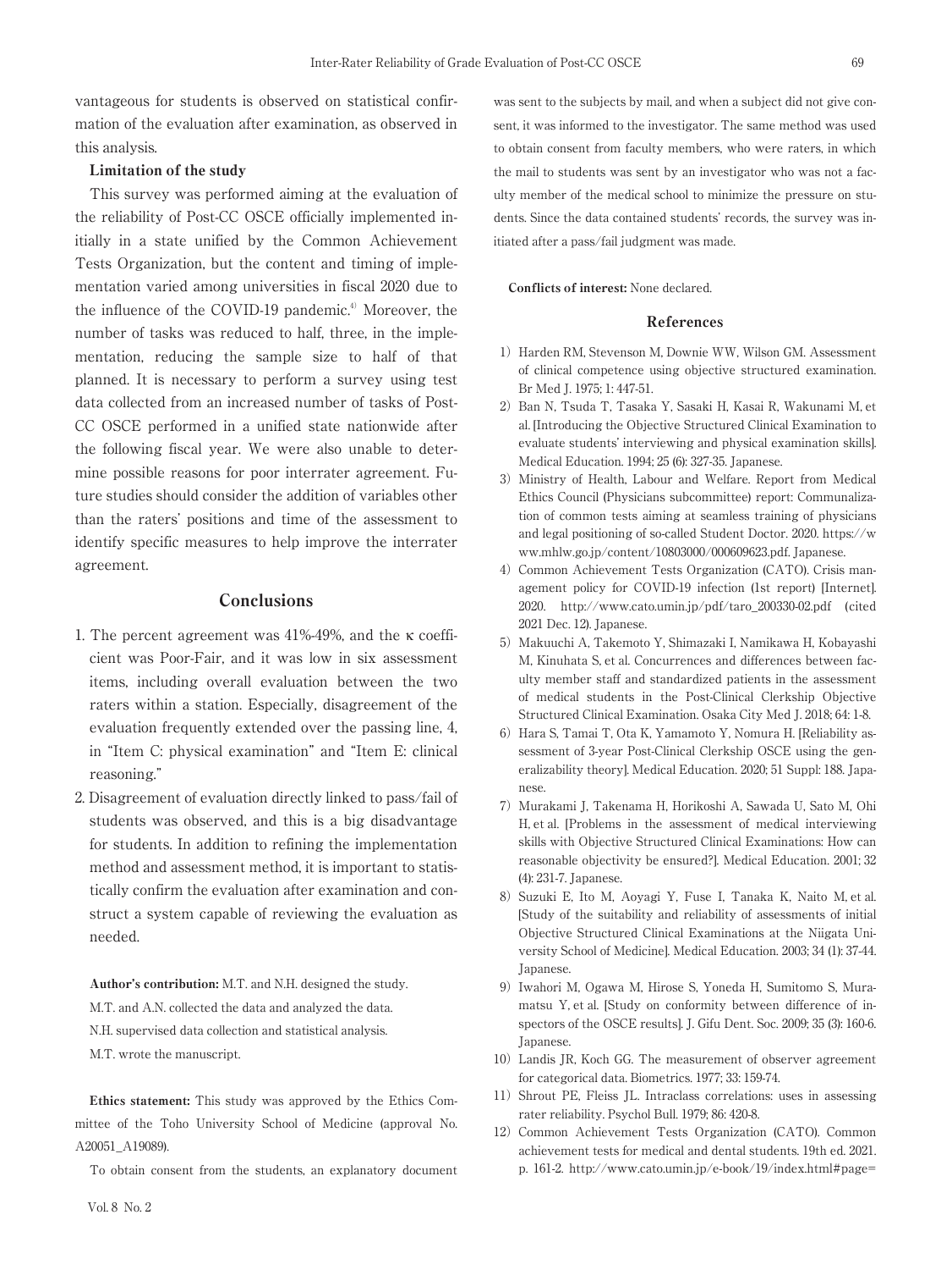vantageous for students is observed on statistical confirmation of the evaluation after examination, as observed in this analysis.

### Limitation of the study

This survey was performed aiming at the evaluation of the reliability of Post-CC OSCE officially implemented initially in a state unified by the Common Achievement Tests Organization, but the content and timing of implementation varied among universities in fiscal 2020 due to the influence of the COVID-19 pandemic.[4] Moreover, the number of tasks was reduced to half, three, in the implementation, reducing the sample size to half of that planned. It is necessary to perform a survey using test data collected from an increased number of tasks of Post-CC OSCE performed in a unified state nationwide after the following fiscal year. We were also unable to determine possible reasons for poor interrater agreement. Future studies should consider the addition of variables other than the raters' positions and time of the assessment to identify specific measures to help improve the interrater agreement.

## Conclusions

1. The percent agreement was 41%-49%, and the κ coefficient was Poor-Fair, and it was low in six assessment items, including overall evaluation between the two raters within a station. Especially, disagreement of the evaluation frequently extended over the passing line, 4, in "Item C: physical examination" and "Item E: clinical reasoning."
2. Disagreement of evaluation directly linked to pass/fail of students was observed, and this is a big disadvantage for students. In addition to refining the implementation method and assessment method, it is important to statistically confirm the evaluation after examination and construct a system capable of reviewing the evaluation as needed.

**Author's contribution:** M.T. and N.H. designed the study.

M.T. and A.N. collected the data and analyzed the data.

N.H. supervised data collection and statistical analysis.

M.T. wrote the manuscript.

**Ethics statement:** This study was approved by the Ethics Committee of the Toho University School of Medicine (approval No. A20051_A19089).

To obtain consent from the students, an explanatory document was sent to the subjects by mail, and when a subject did not give consent, it was informed to the investigator. The same method was used to obtain consent from faculty members, who were raters, in which the mail to students was sent by an investigator who was not a faculty member of the medical school to minimize the pressure on students. Since the data contained students' records, the survey was initiated after a pass/fail judgment was made.

**Conflicts of interest:** None declared.

## References

1) Harden RM, Stevenson M, Downie WW, Wilson GM. Assessment of clinical competence using objective structured examination. Br Med J. 1975; 1: 447-51.
2) Ban N, Tsuda T, Tasaka Y, Sasaki H, Kasai R, Wakunami M, et al. [Introducing the Objective Structured Clinical Examination to evaluate students' interviewing and physical examination skills]. Medical Education. 1994; 25 (6): 327-35. Japanese.
3) Ministry of Health, Labour and Welfare. Report from Medical Ethics Council (Physicians subcommittee) report: Communalization of common tests aiming at seamless training of physicians and legal positioning of so-called Student Doctor. 2020. https://www.mhlw.go.jp/content/10803000/000609623.pdf. Japanese.
4) Common Achievement Tests Organization (CATO). Crisis management policy for COVID-19 infection (1st report) [Internet]. 2020. http://www.cato.umin.jp/pdf/taro_200330-02.pdf (cited 2021 Dec. 12). Japanese.
5) Makuuchi A, Takemoto Y, Shimazaki I, Namikawa H, Kobayashi M, Kinuhata S, et al. Concurrences and differences between faculty member staff and standardized patients in the assessment of medical students in the Post-Clinical Clerkship Objective Structured Clinical Examination. Osaka City Med J. 2018; 64: 1-8.
6) Hara S, Tamai T, Ota K, Yamamoto Y, Nomura H. [Reliability assessment of 3-year Post-Clinical Clerkship OSCE using the generalizability theory]. Medical Education. 2020; 51 Suppl: 188. Japanese.
7) Murakami J, Takenama H, Horikoshi A, Sawada U, Sato M, Ohi H, et al. [Problems in the assessment of medical interviewing skills with Objective Structured Clinical Examinations: How can reasonable objectivity be ensured?]. Medical Education. 2001; 32 (4): 231-7. Japanese.
8) Suzuki E, Ito M, Aoyagi Y, Fuse I, Tanaka K, Naito M, et al. [Study of the suitability and reliability of assessments of initial Objective Structured Clinical Examinations at the Niigata University School of Medicine]. Medical Education. 2003; 34 (1): 37-44. Japanese.
9) Iwahori M, Ogawa M, Hirose S, Yoneda H, Sumitomo S, Muramatsu Y, et al. [Study on conformity between difference of inspectors of the OSCE results]. J. Gifu Dent. Soc. 2009; 35 (3): 160-6. Japanese.
10) Landis JR, Koch GG. The measurement of observer agreement for categorical data. Biometrics. 1977; 33: 159-74.
11) Shrout PE, Fleiss JL. Intraclass correlations: uses in assessing rater reliability. Psychol Bull. 1979; 86: 420-8.
12) Common Achievement Tests Organization (CATO). Common achievement tests for medical and dental students. 19th ed. 2021. p. 161-2. http://www.cato.umin.jp/e-book/19/index.html#page=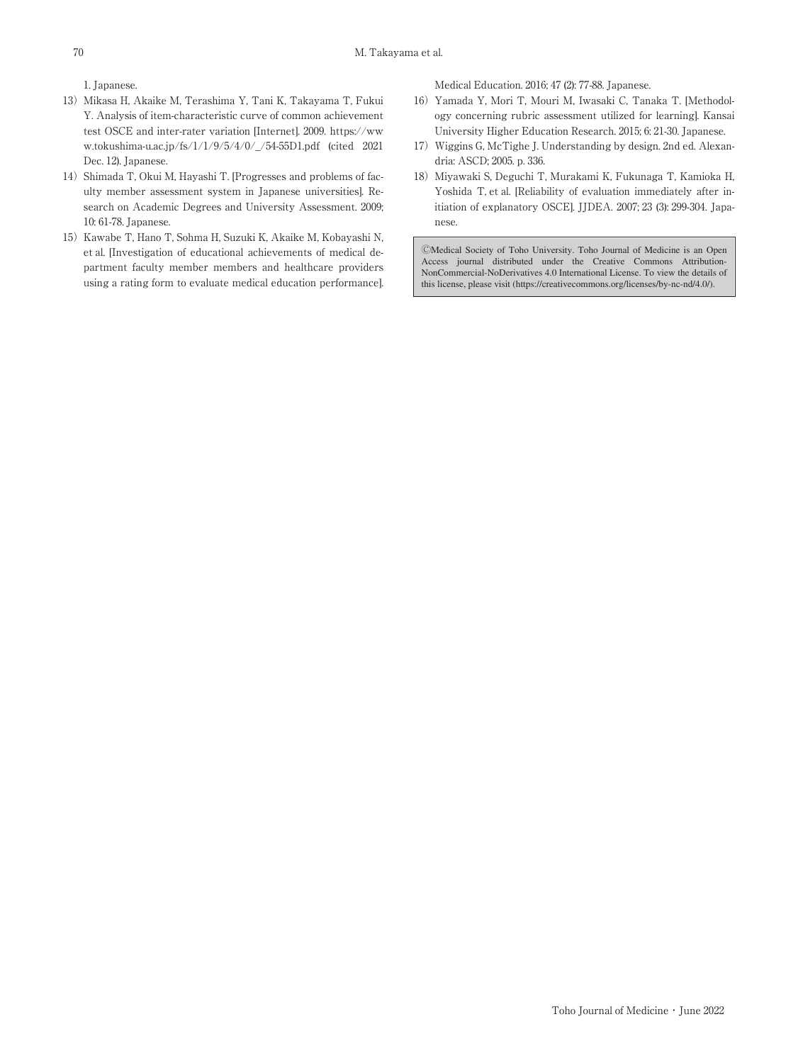1. Japanese.

13) Mikasa H, Akaike M, Terashima Y, Tani K, Takayama T, Fukui Y. Analysis of item-characteristic curve of common achievement test OSCE and inter-rater variation [Internet]. 2009. https://www.tokushima-u.ac.jp/fs/1/1/9/5/4/0/_/54-55D1.pdf (cited 2021 Dec. 12). Japanese.

14) Shimada T, Okui M, Hayashi T. [Progresses and problems of faculty member assessment system in Japanese universities]. Research on Academic Degrees and University Assessment. 2009; 10: 61-78. Japanese.

15) Kawabe T, Hano T, Sohma H, Suzuki K, Akaike M, Kobayashi N, et al. [Investigation of educational achievements of medical department faculty member members and healthcare providers using a rating form to evaluate medical education performance]. Medical Education. 2016; 47 (2): 77-88. Japanese.

16) Yamada Y, Mori T, Mouri M, Iwasaki C, Tanaka T. [Methodology concerning rubric assessment utilized for learning]. Kansai University Higher Education Research. 2015; 6: 21-30. Japanese.

17) Wiggins G, McTighe J. Understanding by design. 2nd ed. Alexandria: ASCD; 2005. p. 336.

18) Miyawaki S, Deguchi T, Murakami K, Fukunaga T, Kamioka H, Yoshida T, et al. [Reliability of evaluation immediately after initiation of explanatory OSCE]. JJDEA. 2007; 23 (3): 299-304. Japanese.

©Medical Society of Toho University. Toho Journal of Medicine is an Open Access journal distributed under the Creative Commons Attribution-NonCommercial-NoDerivatives 4.0 International License. To view the details of this license, please visit (https://creativecommons.org/licenses/by-nc-nd/4.0/).